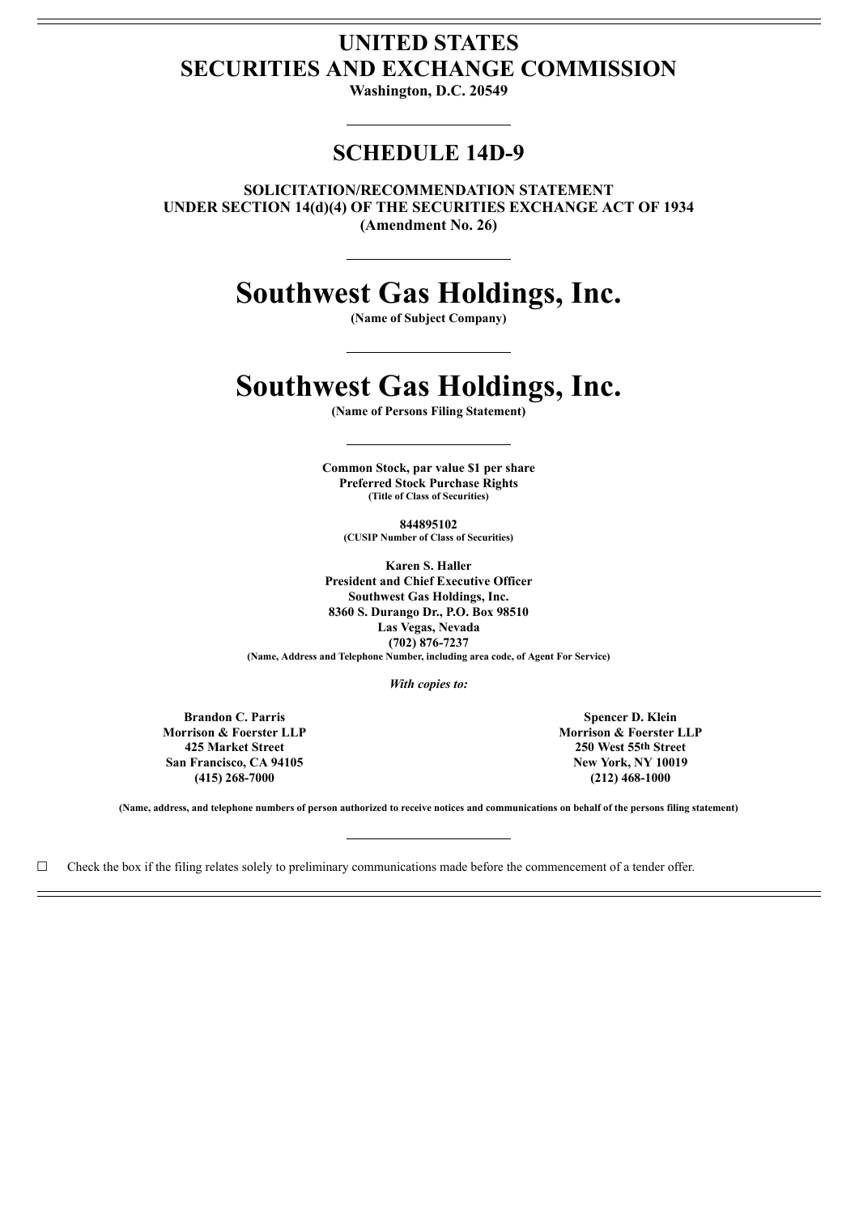# UNITED STATES
# SECURITIES AND EXCHANGE COMMISSION

**Washington, D.C. 20549**

## SCHEDULE 14D-9

**SOLICITATION/RECOMMENDATION STATEMENT**
**UNDER SECTION 14(d)(4) OF THE SECURITIES EXCHANGE ACT OF 1934**
**(Amendment No. 26)**

# Southwest Gas Holdings, Inc.

**(Name of Subject Company)**

# Southwest Gas Holdings, Inc.

**(Name of Persons Filing Statement)**

**Common Stock, par value $1 per share**
**Preferred Stock Purchase Rights**
**(Title of Class of Securities)**

**844895102**
**(CUSIP Number of Class of Securities)**

**Karen S. Haller**
**President and Chief Executive Officer**
**Southwest Gas Holdings, Inc.**
**8360 S. Durango Dr., P.O. Box 98510**
**Las Vegas, Nevada**
**(702) 876-7237**
**(Name, Address and Telephone Number, including area code, of Agent For Service)**

*With copies to:*

**Brandon C. Parris**
**Morrison & Foerster LLP**
**425 Market Street**
**San Francisco, CA 94105**
**(415) 268-7000**

**Spencer D. Klein**
**Morrison & Foerster LLP**
**250 West 55th Street**
**New York, NY 10019**
**(212) 468-1000**

**(Name, address, and telephone numbers of person authorized to receive notices and communications on behalf of the persons filing statement)**

☐ Check the box if the filing relates solely to preliminary communications made before the commencement of a tender offer.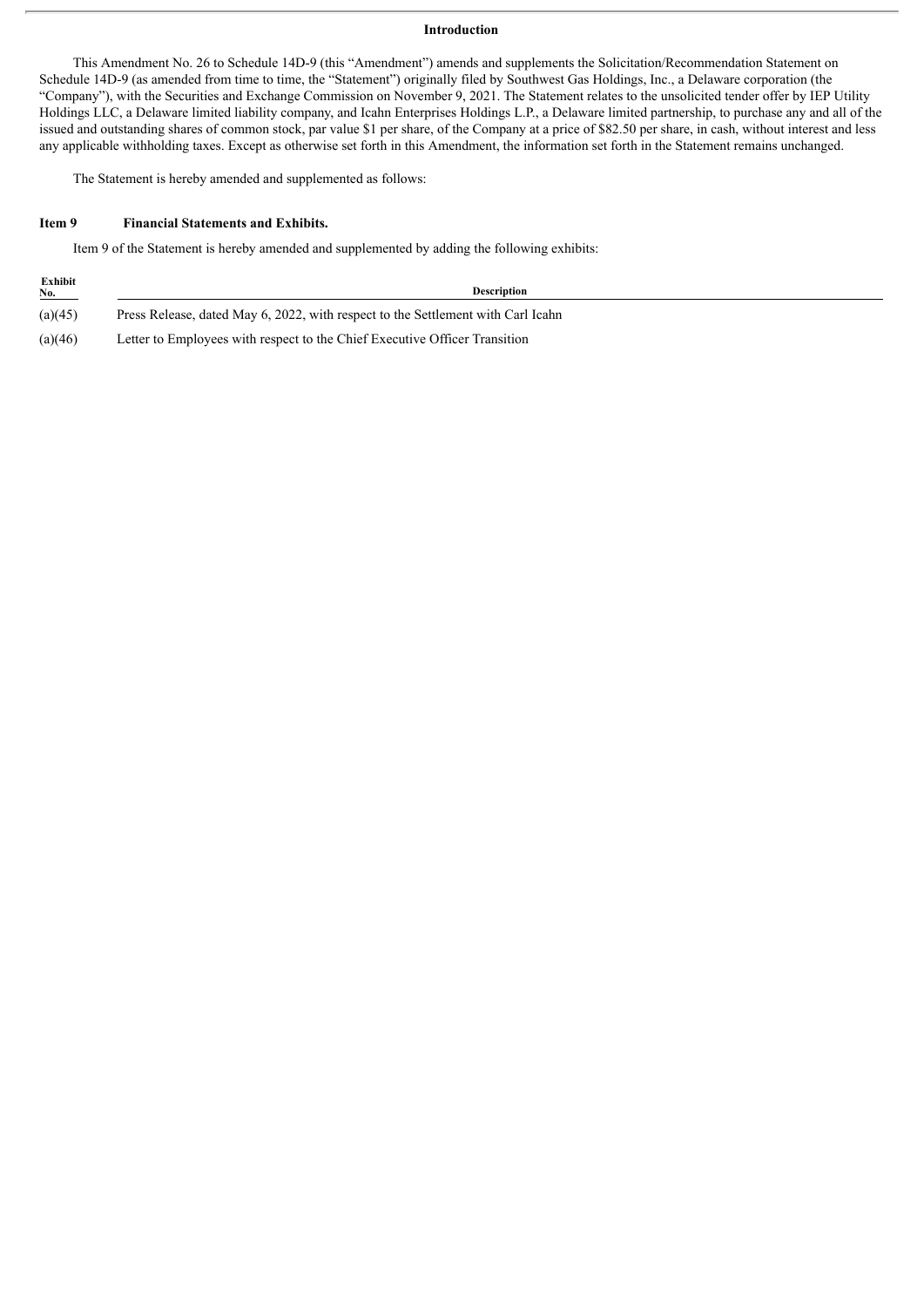## Introduction

This Amendment No. 26 to Schedule 14D-9 (this "Amendment") amends and supplements the Solicitation/Recommendation Statement on Schedule 14D-9 (as amended from time to time, the "Statement") originally filed by Southwest Gas Holdings, Inc., a Delaware corporation (the "Company"), with the Securities and Exchange Commission on November 9, 2021. The Statement relates to the unsolicited tender offer by IEP Utility Holdings LLC, a Delaware limited liability company, and Icahn Enterprises Holdings L.P., a Delaware limited partnership, to purchase any and all of the issued and outstanding shares of common stock, par value $1 per share, of the Company at a price of $82.50 per share, in cash, without interest and less any applicable withholding taxes. Except as otherwise set forth in this Amendment, the information set forth in the Statement remains unchanged.

The Statement is hereby amended and supplemented as follows:

### Item 9 Financial Statements and Exhibits.

Item 9 of the Statement is hereby amended and supplemented by adding the following exhibits:

| Exhibit No. | Description |
|---|---|
| (a)(45) | Press Release, dated May 6, 2022, with respect to the Settlement with Carl Icahn |
| (a)(46) | Letter to Employees with respect to the Chief Executive Officer Transition |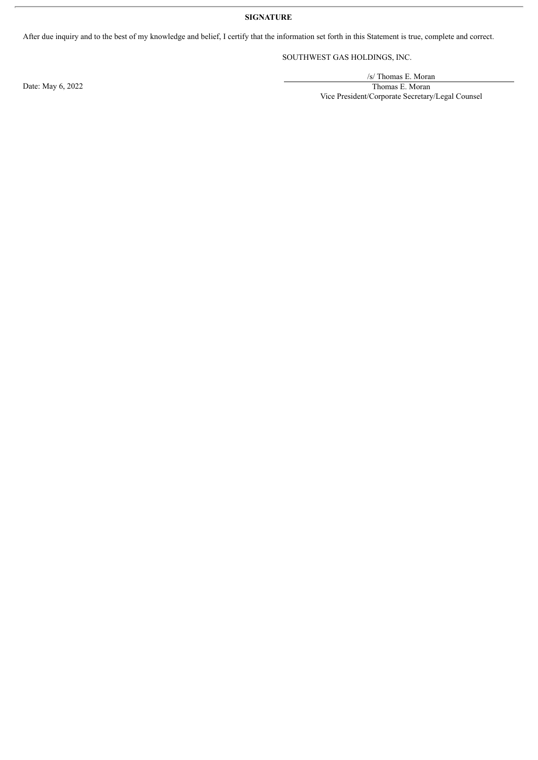**SIGNATURE**

After due inquiry and to the best of my knowledge and belief, I certify that the information set forth in this Statement is true, complete and correct.

SOUTHWEST GAS HOLDINGS, INC.

Date: May 6, 2022

/s/ Thomas E. Moran

Thomas E. Moran

Vice President/Corporate Secretary/Legal Counsel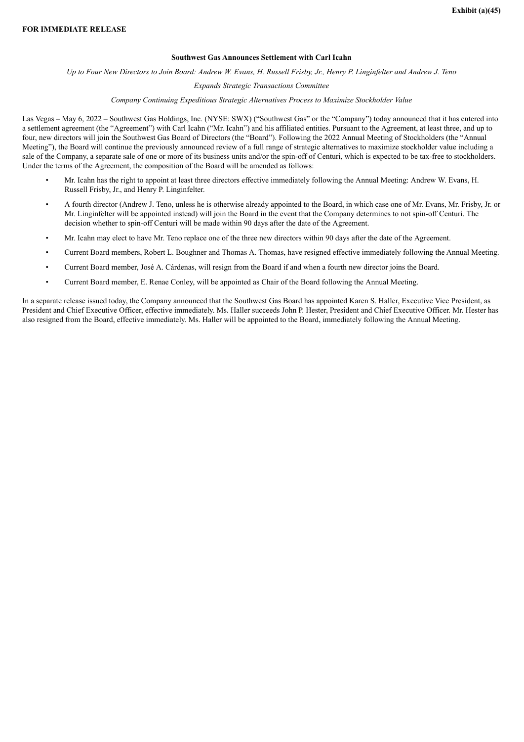**Exhibit (a)(45)**

**FOR IMMEDIATE RELEASE**

**Southwest Gas Announces Settlement with Carl Icahn**

*Up to Four New Directors to Join Board: Andrew W. Evans, H. Russell Frisby, Jr., Henry P. Linginfelter and Andrew J. Teno*

*Expands Strategic Transactions Committee*

*Company Continuing Expeditious Strategic Alternatives Process to Maximize Stockholder Value*

Las Vegas – May 6, 2022 – Southwest Gas Holdings, Inc. (NYSE: SWX) ("Southwest Gas" or the "Company") today announced that it has entered into a settlement agreement (the "Agreement") with Carl Icahn ("Mr. Icahn") and his affiliated entities. Pursuant to the Agreement, at least three, and up to four, new directors will join the Southwest Gas Board of Directors (the "Board"). Following the 2022 Annual Meeting of Stockholders (the "Annual Meeting"), the Board will continue the previously announced review of a full range of strategic alternatives to maximize stockholder value including a sale of the Company, a separate sale of one or more of its business units and/or the spin-off of Centuri, which is expected to be tax-free to stockholders. Under the terms of the Agreement, the composition of the Board will be amended as follows:

- Mr. Icahn has the right to appoint at least three directors effective immediately following the Annual Meeting: Andrew W. Evans, H. Russell Frisby, Jr., and Henry P. Linginfelter.
- A fourth director (Andrew J. Teno, unless he is otherwise already appointed to the Board, in which case one of Mr. Evans, Mr. Frisby, Jr. or Mr. Linginfelter will be appointed instead) will join the Board in the event that the Company determines to not spin-off Centuri. The decision whether to spin-off Centuri will be made within 90 days after the date of the Agreement.
- Mr. Icahn may elect to have Mr. Teno replace one of the three new directors within 90 days after the date of the Agreement.
- Current Board members, Robert L. Boughner and Thomas A. Thomas, have resigned effective immediately following the Annual Meeting.
- Current Board member, José A. Cárdenas, will resign from the Board if and when a fourth new director joins the Board.
- Current Board member, E. Renae Conley, will be appointed as Chair of the Board following the Annual Meeting.

In a separate release issued today, the Company announced that the Southwest Gas Board has appointed Karen S. Haller, Executive Vice President, as President and Chief Executive Officer, effective immediately. Ms. Haller succeeds John P. Hester, President and Chief Executive Officer. Mr. Hester has also resigned from the Board, effective immediately. Ms. Haller will be appointed to the Board, immediately following the Annual Meeting.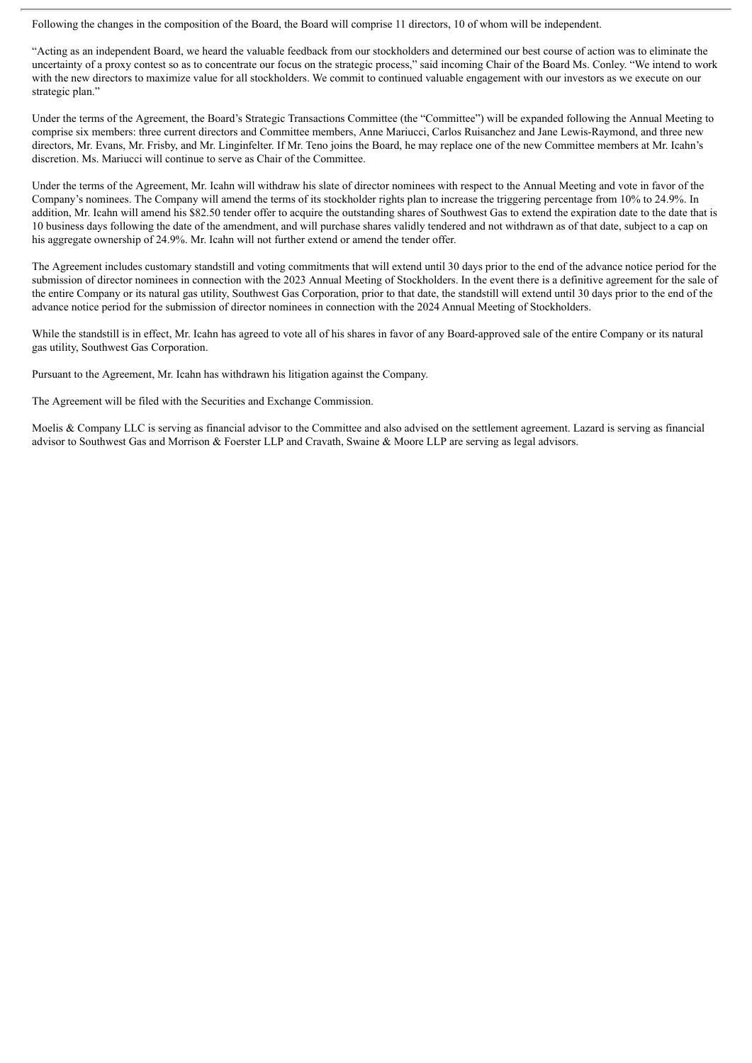Following the changes in the composition of the Board, the Board will comprise 11 directors, 10 of whom will be independent.

"Acting as an independent Board, we heard the valuable feedback from our stockholders and determined our best course of action was to eliminate the uncertainty of a proxy contest so as to concentrate our focus on the strategic process," said incoming Chair of the Board Ms. Conley. "We intend to work with the new directors to maximize value for all stockholders. We commit to continued valuable engagement with our investors as we execute on our strategic plan."

Under the terms of the Agreement, the Board's Strategic Transactions Committee (the "Committee") will be expanded following the Annual Meeting to comprise six members: three current directors and Committee members, Anne Mariucci, Carlos Ruisanchez and Jane Lewis-Raymond, and three new directors, Mr. Evans, Mr. Frisby, and Mr. Linginfelter. If Mr. Teno joins the Board, he may replace one of the new Committee members at Mr. Icahn's discretion. Ms. Mariucci will continue to serve as Chair of the Committee.

Under the terms of the Agreement, Mr. Icahn will withdraw his slate of director nominees with respect to the Annual Meeting and vote in favor of the Company's nominees. The Company will amend the terms of its stockholder rights plan to increase the triggering percentage from 10% to 24.9%. In addition, Mr. Icahn will amend his $82.50 tender offer to acquire the outstanding shares of Southwest Gas to extend the expiration date to the date that is 10 business days following the date of the amendment, and will purchase shares validly tendered and not withdrawn as of that date, subject to a cap on his aggregate ownership of 24.9%. Mr. Icahn will not further extend or amend the tender offer.

The Agreement includes customary standstill and voting commitments that will extend until 30 days prior to the end of the advance notice period for the submission of director nominees in connection with the 2023 Annual Meeting of Stockholders. In the event there is a definitive agreement for the sale of the entire Company or its natural gas utility, Southwest Gas Corporation, prior to that date, the standstill will extend until 30 days prior to the end of the advance notice period for the submission of director nominees in connection with the 2024 Annual Meeting of Stockholders.

While the standstill is in effect, Mr. Icahn has agreed to vote all of his shares in favor of any Board-approved sale of the entire Company or its natural gas utility, Southwest Gas Corporation.

Pursuant to the Agreement, Mr. Icahn has withdrawn his litigation against the Company.

The Agreement will be filed with the Securities and Exchange Commission.

Moelis & Company LLC is serving as financial advisor to the Committee and also advised on the settlement agreement. Lazard is serving as financial advisor to Southwest Gas and Morrison & Foerster LLP and Cravath, Swaine & Moore LLP are serving as legal advisors.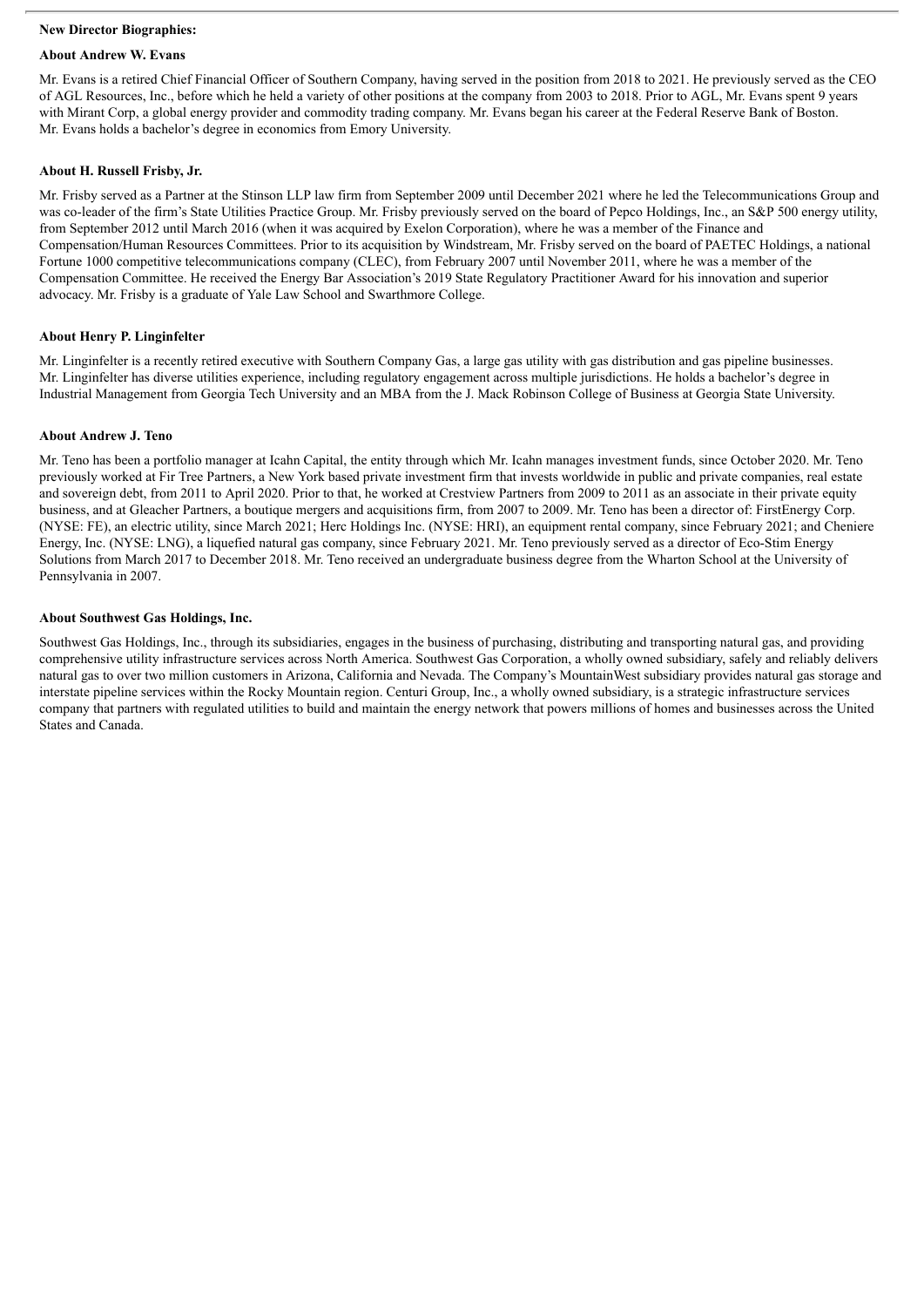**New Director Biographies:**

**About Andrew W. Evans**

Mr. Evans is a retired Chief Financial Officer of Southern Company, having served in the position from 2018 to 2021. He previously served as the CEO of AGL Resources, Inc., before which he held a variety of other positions at the company from 2003 to 2018. Prior to AGL, Mr. Evans spent 9 years with Mirant Corp, a global energy provider and commodity trading company. Mr. Evans began his career at the Federal Reserve Bank of Boston. Mr. Evans holds a bachelor's degree in economics from Emory University.

**About H. Russell Frisby, Jr.**

Mr. Frisby served as a Partner at the Stinson LLP law firm from September 2009 until December 2021 where he led the Telecommunications Group and was co-leader of the firm's State Utilities Practice Group. Mr. Frisby previously served on the board of Pepco Holdings, Inc., an S&P 500 energy utility, from September 2012 until March 2016 (when it was acquired by Exelon Corporation), where he was a member of the Finance and Compensation/Human Resources Committees. Prior to its acquisition by Windstream, Mr. Frisby served on the board of PAETEC Holdings, a national Fortune 1000 competitive telecommunications company (CLEC), from February 2007 until November 2011, where he was a member of the Compensation Committee. He received the Energy Bar Association's 2019 State Regulatory Practitioner Award for his innovation and superior advocacy. Mr. Frisby is a graduate of Yale Law School and Swarthmore College.

**About Henry P. Linginfelter**

Mr. Linginfelter is a recently retired executive with Southern Company Gas, a large gas utility with gas distribution and gas pipeline businesses. Mr. Linginfelter has diverse utilities experience, including regulatory engagement across multiple jurisdictions. He holds a bachelor's degree in Industrial Management from Georgia Tech University and an MBA from the J. Mack Robinson College of Business at Georgia State University.

**About Andrew J. Teno**

Mr. Teno has been a portfolio manager at Icahn Capital, the entity through which Mr. Icahn manages investment funds, since October 2020. Mr. Teno previously worked at Fir Tree Partners, a New York based private investment firm that invests worldwide in public and private companies, real estate and sovereign debt, from 2011 to April 2020. Prior to that, he worked at Crestview Partners from 2009 to 2011 as an associate in their private equity business, and at Gleacher Partners, a boutique mergers and acquisitions firm, from 2007 to 2009. Mr. Teno has been a director of: FirstEnergy Corp. (NYSE: FE), an electric utility, since March 2021; Herc Holdings Inc. (NYSE: HRI), an equipment rental company, since February 2021; and Cheniere Energy, Inc. (NYSE: LNG), a liquefied natural gas company, since February 2021. Mr. Teno previously served as a director of Eco-Stim Energy Solutions from March 2017 to December 2018. Mr. Teno received an undergraduate business degree from the Wharton School at the University of Pennsylvania in 2007.

**About Southwest Gas Holdings, Inc.**

Southwest Gas Holdings, Inc., through its subsidiaries, engages in the business of purchasing, distributing and transporting natural gas, and providing comprehensive utility infrastructure services across North America. Southwest Gas Corporation, a wholly owned subsidiary, safely and reliably delivers natural gas to over two million customers in Arizona, California and Nevada. The Company's MountainWest subsidiary provides natural gas storage and interstate pipeline services within the Rocky Mountain region. Centuri Group, Inc., a wholly owned subsidiary, is a strategic infrastructure services company that partners with regulated utilities to build and maintain the energy network that powers millions of homes and businesses across the United States and Canada.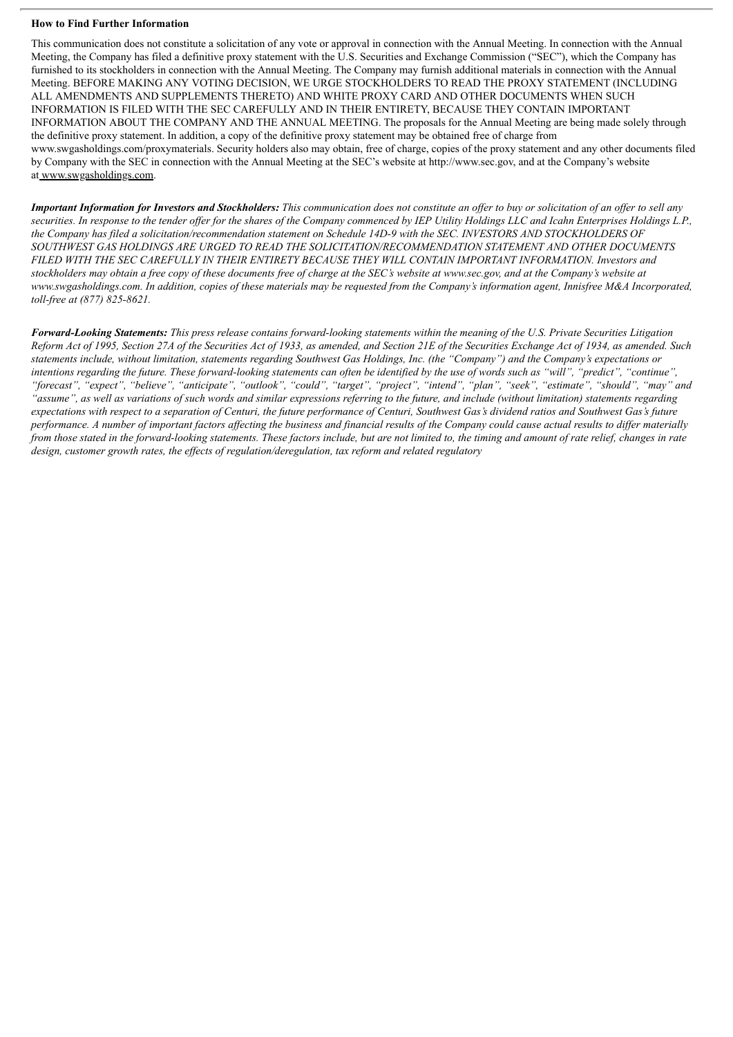**How to Find Further Information**

This communication does not constitute a solicitation of any vote or approval in connection with the Annual Meeting. In connection with the Annual Meeting, the Company has filed a definitive proxy statement with the U.S. Securities and Exchange Commission ("SEC"), which the Company has furnished to its stockholders in connection with the Annual Meeting. The Company may furnish additional materials in connection with the Annual Meeting. BEFORE MAKING ANY VOTING DECISION, WE URGE STOCKHOLDERS TO READ THE PROXY STATEMENT (INCLUDING ALL AMENDMENTS AND SUPPLEMENTS THERETO) AND WHITE PROXY CARD AND OTHER DOCUMENTS WHEN SUCH INFORMATION IS FILED WITH THE SEC CAREFULLY AND IN THEIR ENTIRETY, BECAUSE THEY CONTAIN IMPORTANT INFORMATION ABOUT THE COMPANY AND THE ANNUAL MEETING. The proposals for the Annual Meeting are being made solely through the definitive proxy statement. In addition, a copy of the definitive proxy statement may be obtained free of charge from www.swgasholdings.com/proxymaterials. Security holders also may obtain, free of charge, copies of the proxy statement and any other documents filed by Company with the SEC in connection with the Annual Meeting at the SEC's website at http://www.sec.gov, and at the Company's website at www.swgasholdings.com.

***Important Information for Investors and Stockholders:*** *This communication does not constitute an offer to buy or solicitation of an offer to sell any securities. In response to the tender offer for the shares of the Company commenced by IEP Utility Holdings LLC and Icahn Enterprises Holdings L.P., the Company has filed a solicitation/recommendation statement on Schedule 14D-9 with the SEC. INVESTORS AND STOCKHOLDERS OF SOUTHWEST GAS HOLDINGS ARE URGED TO READ THE SOLICITATION/RECOMMENDATION STATEMENT AND OTHER DOCUMENTS FILED WITH THE SEC CAREFULLY IN THEIR ENTIRETY BECAUSE THEY WILL CONTAIN IMPORTANT INFORMATION. Investors and stockholders may obtain a free copy of these documents free of charge at the SEC's website at www.sec.gov, and at the Company's website at www.swgasholdings.com. In addition, copies of these materials may be requested from the Company's information agent, Innisfree M&A Incorporated, toll-free at (877) 825-8621.*

***Forward-Looking Statements:*** *This press release contains forward-looking statements within the meaning of the U.S. Private Securities Litigation Reform Act of 1995, Section 27A of the Securities Act of 1933, as amended, and Section 21E of the Securities Exchange Act of 1934, as amended. Such statements include, without limitation, statements regarding Southwest Gas Holdings, Inc. (the "Company") and the Company's expectations or intentions regarding the future. These forward-looking statements can often be identified by the use of words such as "will", "predict", "continue", "forecast", "expect", "believe", "anticipate", "outlook", "could", "target", "project", "intend", "plan", "seek", "estimate", "should", "may" and "assume", as well as variations of such words and similar expressions referring to the future, and include (without limitation) statements regarding expectations with respect to a separation of Centuri, the future performance of Centuri, Southwest Gas's dividend ratios and Southwest Gas's future performance. A number of important factors affecting the business and financial results of the Company could cause actual results to differ materially from those stated in the forward-looking statements. These factors include, but are not limited to, the timing and amount of rate relief, changes in rate design, customer growth rates, the effects of regulation/deregulation, tax reform and related regulatory*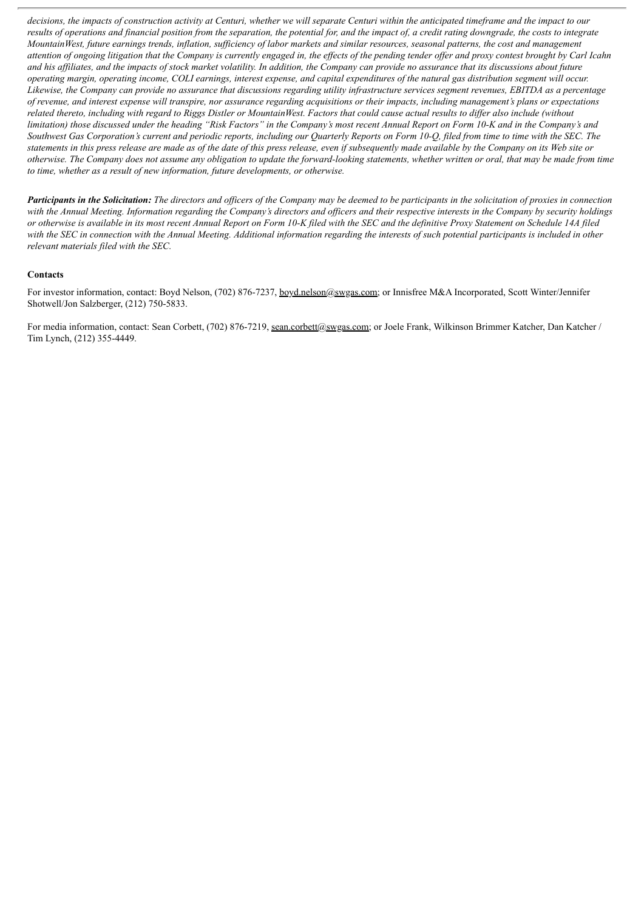*decisions, the impacts of construction activity at Centuri, whether we will separate Centuri within the anticipated timeframe and the impact to our results of operations and financial position from the separation, the potential for, and the impact of, a credit rating downgrade, the costs to integrate MountainWest, future earnings trends, inflation, sufficiency of labor markets and similar resources, seasonal patterns, the cost and management attention of ongoing litigation that the Company is currently engaged in, the effects of the pending tender offer and proxy contest brought by Carl Icahn and his affiliates, and the impacts of stock market volatility. In addition, the Company can provide no assurance that its discussions about future operating margin, operating income, COLI earnings, interest expense, and capital expenditures of the natural gas distribution segment will occur. Likewise, the Company can provide no assurance that discussions regarding utility infrastructure services segment revenues, EBITDA as a percentage of revenue, and interest expense will transpire, nor assurance regarding acquisitions or their impacts, including management's plans or expectations related thereto, including with regard to Riggs Distler or MountainWest. Factors that could cause actual results to differ also include (without limitation) those discussed under the heading "Risk Factors" in the Company's most recent Annual Report on Form 10-K and in the Company's and Southwest Gas Corporation's current and periodic reports, including our Quarterly Reports on Form 10-Q, filed from time to time with the SEC. The statements in this press release are made as of the date of this press release, even if subsequently made available by the Company on its Web site or otherwise. The Company does not assume any obligation to update the forward-looking statements, whether written or oral, that may be made from time to time, whether as a result of new information, future developments, or otherwise.*

***Participants in the Solicitation:*** *The directors and officers of the Company may be deemed to be participants in the solicitation of proxies in connection with the Annual Meeting. Information regarding the Company's directors and officers and their respective interests in the Company by security holdings or otherwise is available in its most recent Annual Report on Form 10-K filed with the SEC and the definitive Proxy Statement on Schedule 14A filed with the SEC in connection with the Annual Meeting. Additional information regarding the interests of such potential participants is included in other relevant materials filed with the SEC.*

**Contacts**

For investor information, contact: Boyd Nelson, (702) 876-7237, boyd.nelson@swgas.com; or Innisfree M&A Incorporated, Scott Winter/Jennifer Shotwell/Jon Salzberger, (212) 750-5833.

For media information, contact: Sean Corbett, (702) 876-7219, sean.corbett@swgas.com; or Joele Frank, Wilkinson Brimmer Katcher, Dan Katcher / Tim Lynch, (212) 355-4449.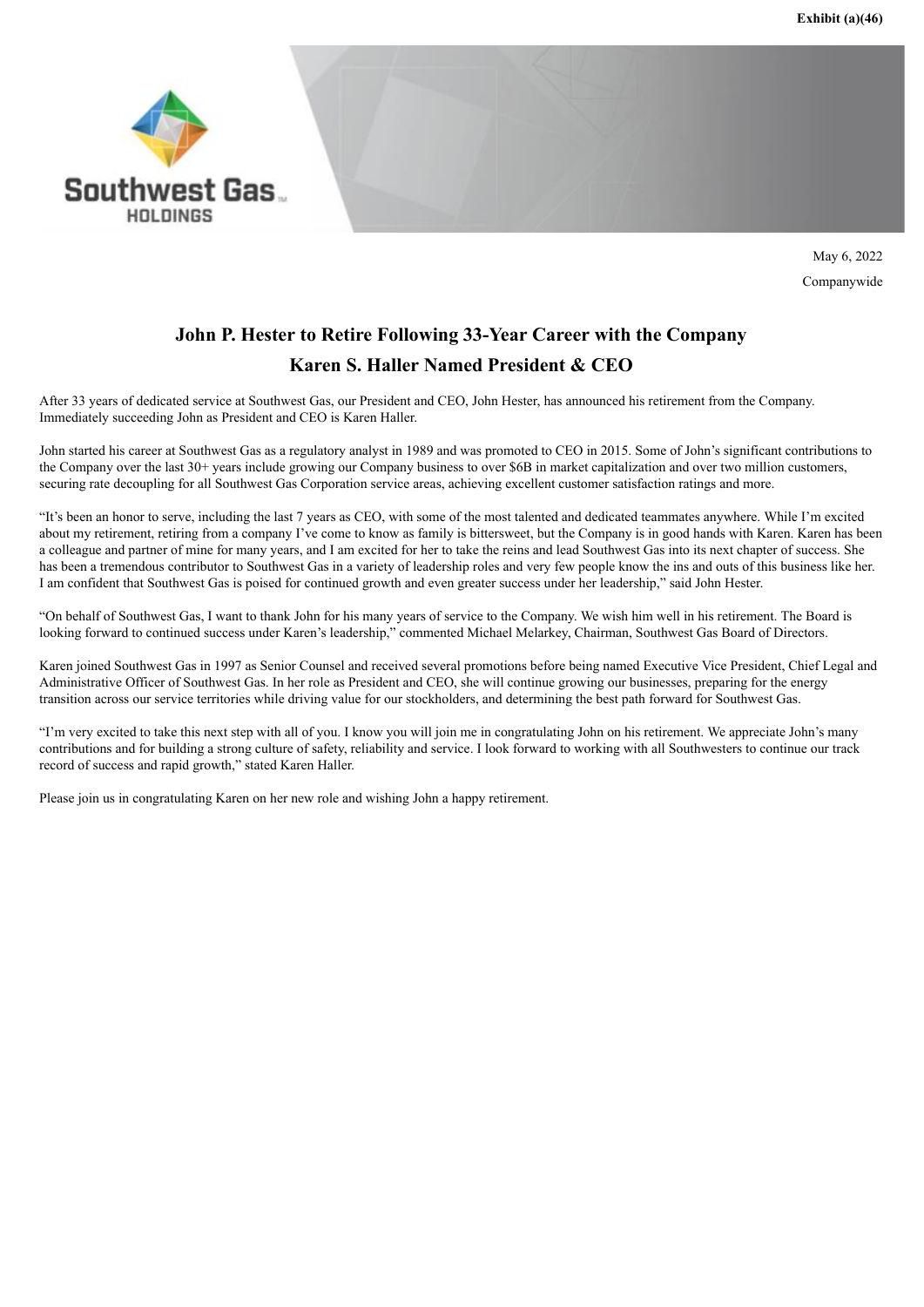Exhibit (a)(46)

Southwest Gas HOLDINGS

May 6, 2022

Companywide

# John P. Hester to Retire Following 33-Year Career with the Company

# Karen S. Haller Named President & CEO

After 33 years of dedicated service at Southwest Gas, our President and CEO, John Hester, has announced his retirement from the Company. Immediately succeeding John as President and CEO is Karen Haller.

John started his career at Southwest Gas as a regulatory analyst in 1989 and was promoted to CEO in 2015. Some of John's significant contributions to the Company over the last 30+ years include growing our Company business to over $6B in market capitalization and over two million customers, securing rate decoupling for all Southwest Gas Corporation service areas, achieving excellent customer satisfaction ratings and more.

"It's been an honor to serve, including the last 7 years as CEO, with some of the most talented and dedicated teammates anywhere. While I'm excited about my retirement, retiring from a company I've come to know as family is bittersweet, but the Company is in good hands with Karen. Karen has been a colleague and partner of mine for many years, and I am excited for her to take the reins and lead Southwest Gas into its next chapter of success. She has been a tremendous contributor to Southwest Gas in a variety of leadership roles and very few people know the ins and outs of this business like her. I am confident that Southwest Gas is poised for continued growth and even greater success under her leadership," said John Hester.

"On behalf of Southwest Gas, I want to thank John for his many years of service to the Company. We wish him well in his retirement. The Board is looking forward to continued success under Karen's leadership," commented Michael Melarkey, Chairman, Southwest Gas Board of Directors.

Karen joined Southwest Gas in 1997 as Senior Counsel and received several promotions before being named Executive Vice President, Chief Legal and Administrative Officer of Southwest Gas. In her role as President and CEO, she will continue growing our businesses, preparing for the energy transition across our service territories while driving value for our stockholders, and determining the best path forward for Southwest Gas.

"I'm very excited to take this next step with all of you. I know you will join me in congratulating John on his retirement. We appreciate John's many contributions and for building a strong culture of safety, reliability and service. I look forward to working with all Southwesters to continue our track record of success and rapid growth," stated Karen Haller.

Please join us in congratulating Karen on her new role and wishing John a happy retirement.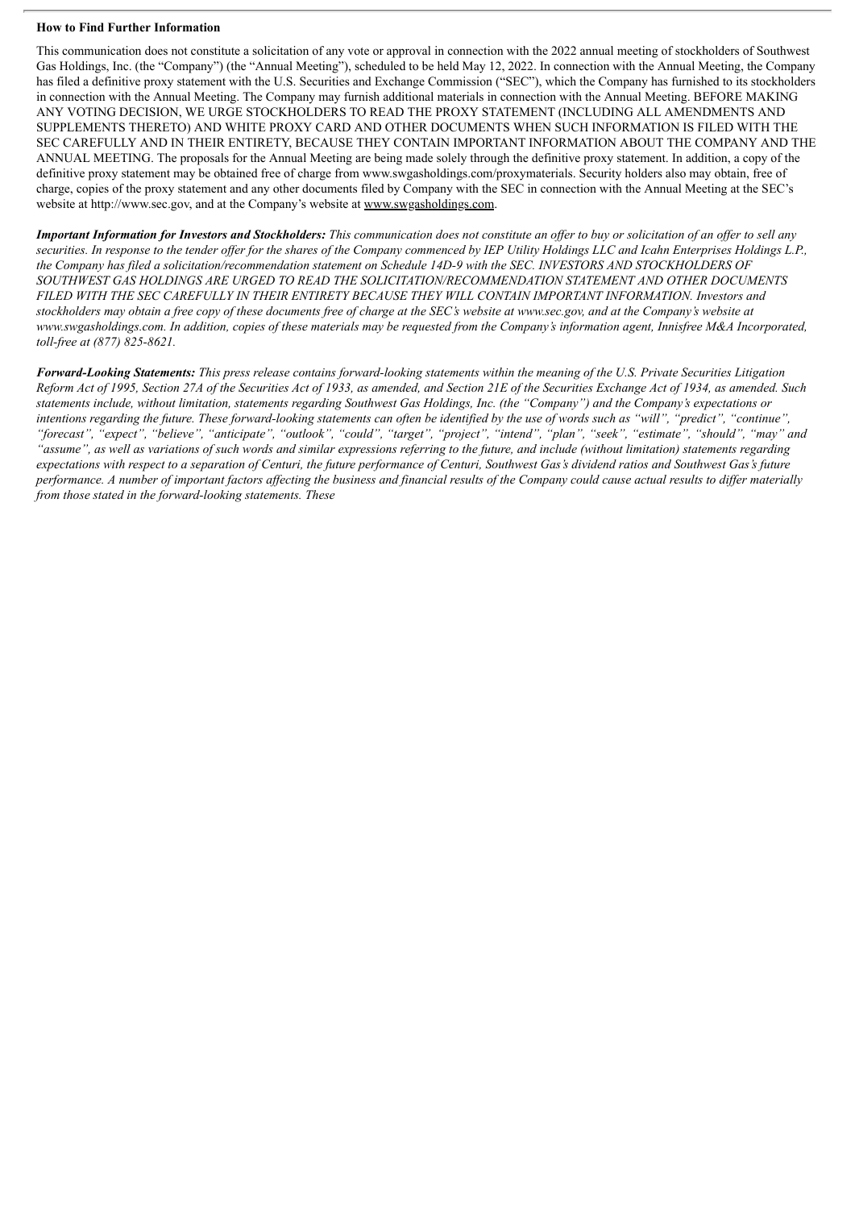**How to Find Further Information**

This communication does not constitute a solicitation of any vote or approval in connection with the 2022 annual meeting of stockholders of Southwest Gas Holdings, Inc. (the "Company") (the "Annual Meeting"), scheduled to be held May 12, 2022. In connection with the Annual Meeting, the Company has filed a definitive proxy statement with the U.S. Securities and Exchange Commission ("SEC"), which the Company has furnished to its stockholders in connection with the Annual Meeting. The Company may furnish additional materials in connection with the Annual Meeting. BEFORE MAKING ANY VOTING DECISION, WE URGE STOCKHOLDERS TO READ THE PROXY STATEMENT (INCLUDING ALL AMENDMENTS AND SUPPLEMENTS THERETO) AND WHITE PROXY CARD AND OTHER DOCUMENTS WHEN SUCH INFORMATION IS FILED WITH THE SEC CAREFULLY AND IN THEIR ENTIRETY, BECAUSE THEY CONTAIN IMPORTANT INFORMATION ABOUT THE COMPANY AND THE ANNUAL MEETING. The proposals for the Annual Meeting are being made solely through the definitive proxy statement. In addition, a copy of the definitive proxy statement may be obtained free of charge from www.swgasholdings.com/proxymaterials. Security holders also may obtain, free of charge, copies of the proxy statement and any other documents filed by Company with the SEC in connection with the Annual Meeting at the SEC's website at http://www.sec.gov, and at the Company's website at www.swgasholdings.com.

***Important Information for Investors and Stockholders:*** *This communication does not constitute an offer to buy or solicitation of an offer to sell any securities. In response to the tender offer for the shares of the Company commenced by IEP Utility Holdings LLC and Icahn Enterprises Holdings L.P., the Company has filed a solicitation/recommendation statement on Schedule 14D-9 with the SEC. INVESTORS AND STOCKHOLDERS OF SOUTHWEST GAS HOLDINGS ARE URGED TO READ THE SOLICITATION/RECOMMENDATION STATEMENT AND OTHER DOCUMENTS FILED WITH THE SEC CAREFULLY IN THEIR ENTIRETY BECAUSE THEY WILL CONTAIN IMPORTANT INFORMATION. Investors and stockholders may obtain a free copy of these documents free of charge at the SEC's website at www.sec.gov, and at the Company's website at www.swgasholdings.com. In addition, copies of these materials may be requested from the Company's information agent, Innisfree M&A Incorporated, toll-free at (877) 825-8621.*

***Forward-Looking Statements:*** *This press release contains forward-looking statements within the meaning of the U.S. Private Securities Litigation Reform Act of 1995, Section 27A of the Securities Act of 1933, as amended, and Section 21E of the Securities Exchange Act of 1934, as amended. Such statements include, without limitation, statements regarding Southwest Gas Holdings, Inc. (the "Company") and the Company's expectations or intentions regarding the future. These forward-looking statements can often be identified by the use of words such as "will", "predict", "continue", "forecast", "expect", "believe", "anticipate", "outlook", "could", "target", "project", "intend", "plan", "seek", "estimate", "should", "may" and "assume", as well as variations of such words and similar expressions referring to the future, and include (without limitation) statements regarding expectations with respect to a separation of Centuri, the future performance of Centuri, Southwest Gas's dividend ratios and Southwest Gas's future performance. A number of important factors affecting the business and financial results of the Company could cause actual results to differ materially from those stated in the forward-looking statements. These*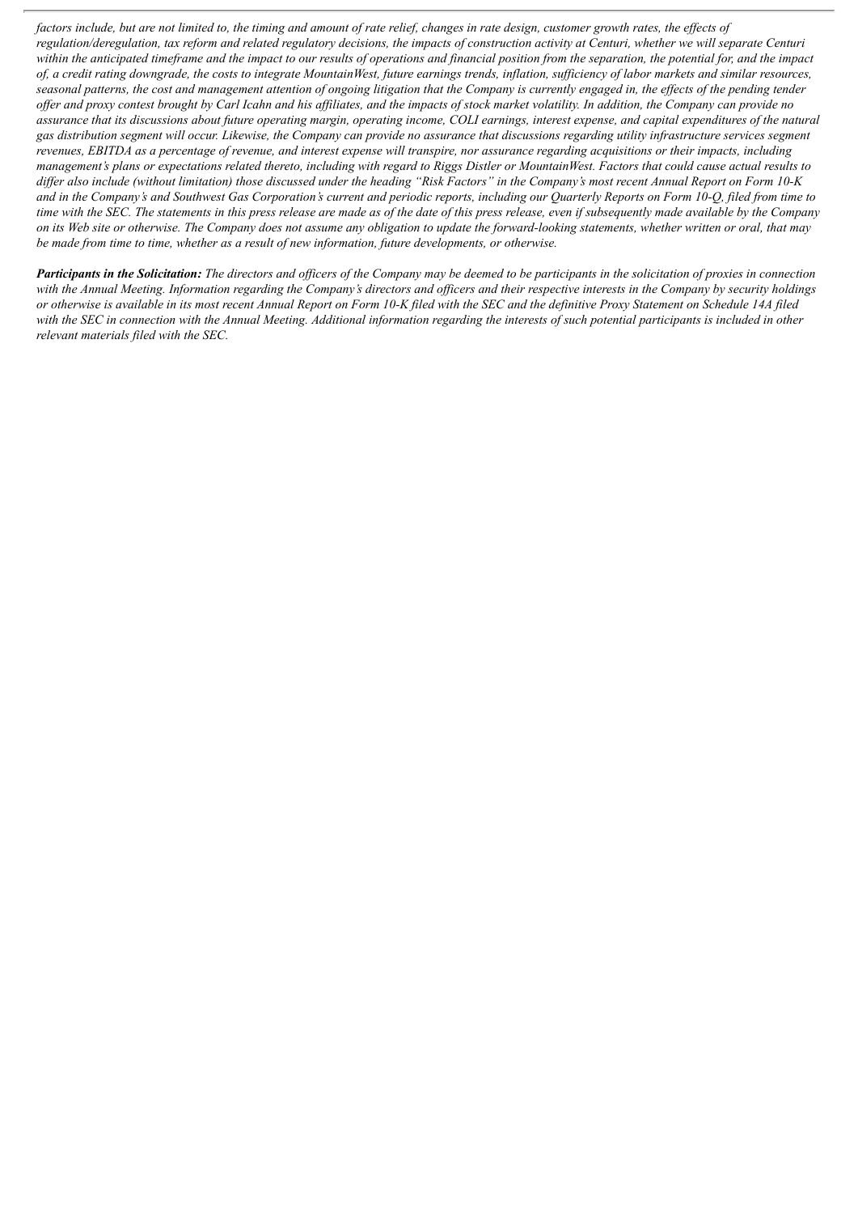*factors include, but are not limited to, the timing and amount of rate relief, changes in rate design, customer growth rates, the effects of regulation/deregulation, tax reform and related regulatory decisions, the impacts of construction activity at Centuri, whether we will separate Centuri within the anticipated timeframe and the impact to our results of operations and financial position from the separation, the potential for, and the impact of, a credit rating downgrade, the costs to integrate MountainWest, future earnings trends, inflation, sufficiency of labor markets and similar resources, seasonal patterns, the cost and management attention of ongoing litigation that the Company is currently engaged in, the effects of the pending tender offer and proxy contest brought by Carl Icahn and his affiliates, and the impacts of stock market volatility. In addition, the Company can provide no assurance that its discussions about future operating margin, operating income, COLI earnings, interest expense, and capital expenditures of the natural gas distribution segment will occur. Likewise, the Company can provide no assurance that discussions regarding utility infrastructure services segment revenues, EBITDA as a percentage of revenue, and interest expense will transpire, nor assurance regarding acquisitions or their impacts, including management's plans or expectations related thereto, including with regard to Riggs Distler or MountainWest. Factors that could cause actual results to differ also include (without limitation) those discussed under the heading "Risk Factors" in the Company's most recent Annual Report on Form 10-K and in the Company's and Southwest Gas Corporation's current and periodic reports, including our Quarterly Reports on Form 10-Q, filed from time to time with the SEC. The statements in this press release are made as of the date of this press release, even if subsequently made available by the Company on its Web site or otherwise. The Company does not assume any obligation to update the forward-looking statements, whether written or oral, that may be made from time to time, whether as a result of new information, future developments, or otherwise.*

***Participants in the Solicitation:*** *The directors and officers of the Company may be deemed to be participants in the solicitation of proxies in connection with the Annual Meeting. Information regarding the Company's directors and officers and their respective interests in the Company by security holdings or otherwise is available in its most recent Annual Report on Form 10-K filed with the SEC and the definitive Proxy Statement on Schedule 14A filed with the SEC in connection with the Annual Meeting. Additional information regarding the interests of such potential participants is included in other relevant materials filed with the SEC.*